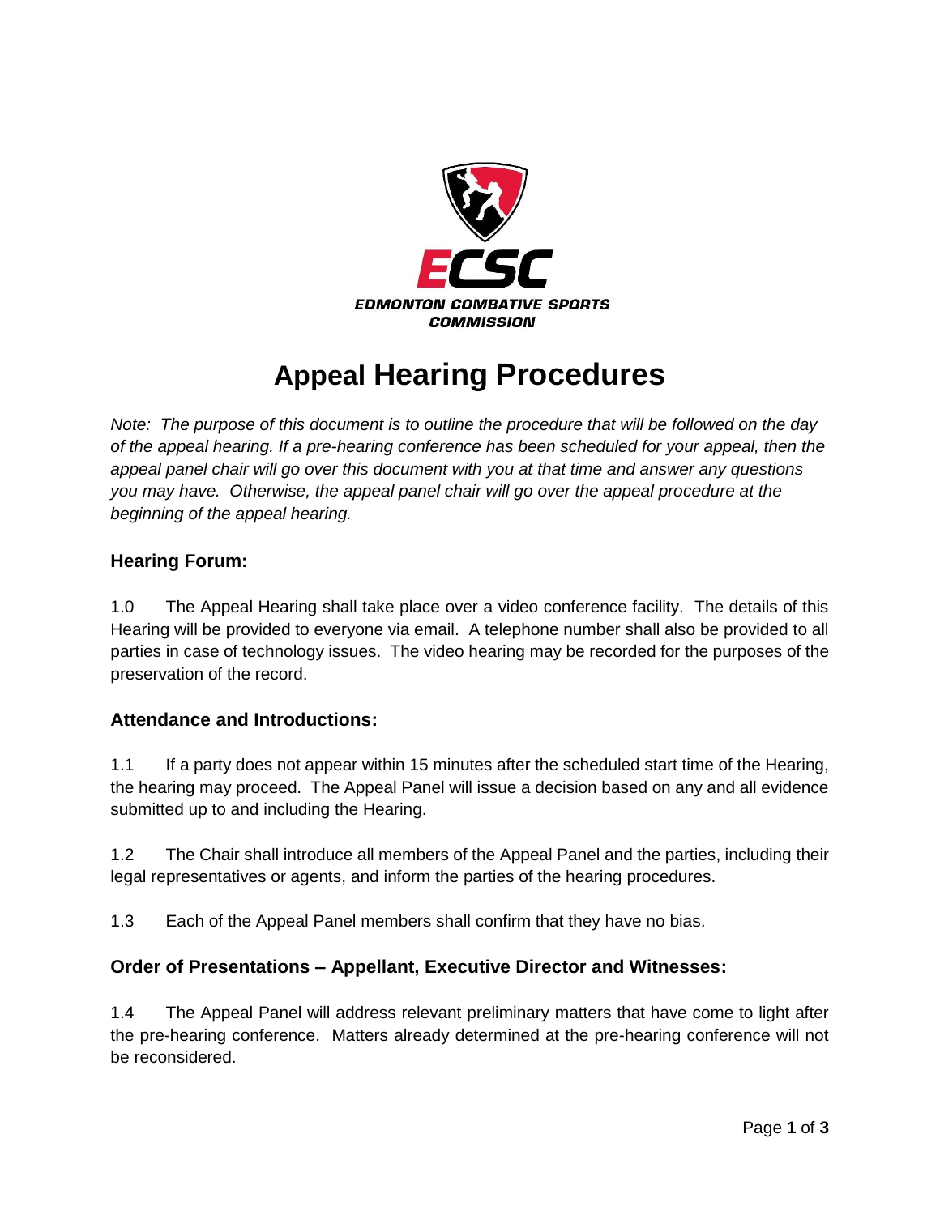EDMONTON COMBATIVE SPORTS COMMISSION

# Appeal Hearing Procedures

*Note: The purpose of this document is to outline the procedure that will be followed on the day of the appeal hearing. If a pre-hearing conference has been scheduled for your appeal, then the appeal panel chair will go over this document with you at that time and answer any questions you may have. Otherwise, the appeal panel chair will go over the appeal procedure at the beginning of the appeal hearing.*

### Hearing Forum:

1.0 The Appeal Hearing shall take place over a video conference facility. The details of this Hearing will be provided to everyone via email. A telephone number shall also be provided to all parties in case of technology issues. The video hearing may be recorded for the purposes of the preservation of the record.

### Attendance and Introductions:

1.1 If a party does not appear within 15 minutes after the scheduled start time of the Hearing, the hearing may proceed. The Appeal Panel will issue a decision based on any and all evidence submitted up to and including the Hearing.

1.2 The Chair shall introduce all members of the Appeal Panel and the parties, including their legal representatives or agents, and inform the parties of the hearing procedures.

1.3 Each of the Appeal Panel members shall confirm that they have no bias.

### Order of Presentations – Appellant, Executive Director and Witnesses:

1.4 The Appeal Panel will address relevant preliminary matters that have come to light after the pre-hearing conference. Matters already determined at the pre-hearing conference will not be reconsidered.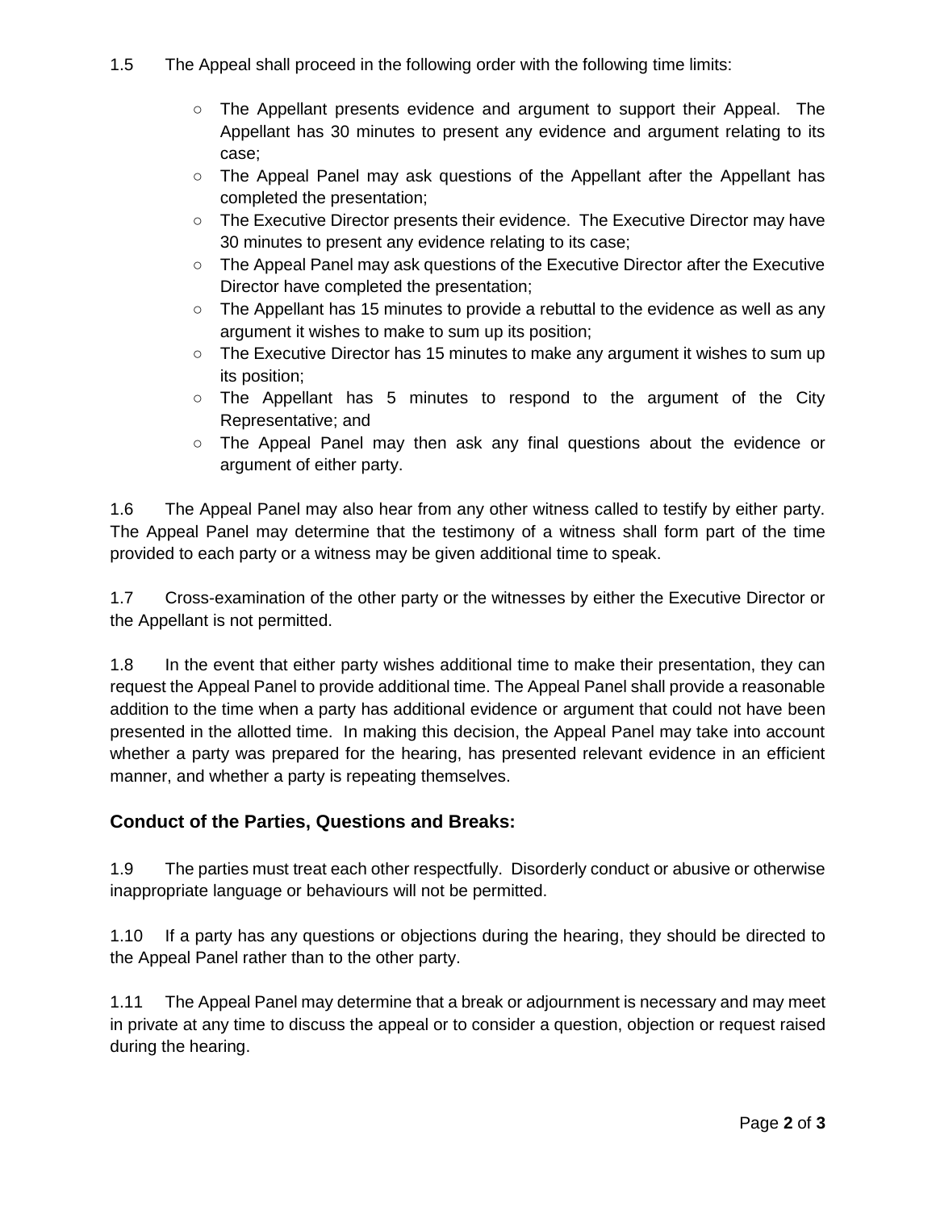1.5 The Appeal shall proceed in the following order with the following time limits:

- The Appellant presents evidence and argument to support their Appeal. The Appellant has 30 minutes to present any evidence and argument relating to its case;
- The Appeal Panel may ask questions of the Appellant after the Appellant has completed the presentation;
- The Executive Director presents their evidence. The Executive Director may have 30 minutes to present any evidence relating to its case;
- The Appeal Panel may ask questions of the Executive Director after the Executive Director have completed the presentation;
- The Appellant has 15 minutes to provide a rebuttal to the evidence as well as any argument it wishes to make to sum up its position;
- The Executive Director has 15 minutes to make any argument it wishes to sum up its position;
- The Appellant has 5 minutes to respond to the argument of the City Representative; and
- The Appeal Panel may then ask any final questions about the evidence or argument of either party.

1.6 The Appeal Panel may also hear from any other witness called to testify by either party. The Appeal Panel may determine that the testimony of a witness shall form part of the time provided to each party or a witness may be given additional time to speak.

1.7 Cross-examination of the other party or the witnesses by either the Executive Director or the Appellant is not permitted.

1.8 In the event that either party wishes additional time to make their presentation, they can request the Appeal Panel to provide additional time. The Appeal Panel shall provide a reasonable addition to the time when a party has additional evidence or argument that could not have been presented in the allotted time. In making this decision, the Appeal Panel may take into account whether a party was prepared for the hearing, has presented relevant evidence in an efficient manner, and whether a party is repeating themselves.

## Conduct of the Parties, Questions and Breaks:

1.9 The parties must treat each other respectfully. Disorderly conduct or abusive or otherwise inappropriate language or behaviours will not be permitted.

1.10 If a party has any questions or objections during the hearing, they should be directed to the Appeal Panel rather than to the other party.

1.11 The Appeal Panel may determine that a break or adjournment is necessary and may meet in private at any time to discuss the appeal or to consider a question, objection or request raised during the hearing.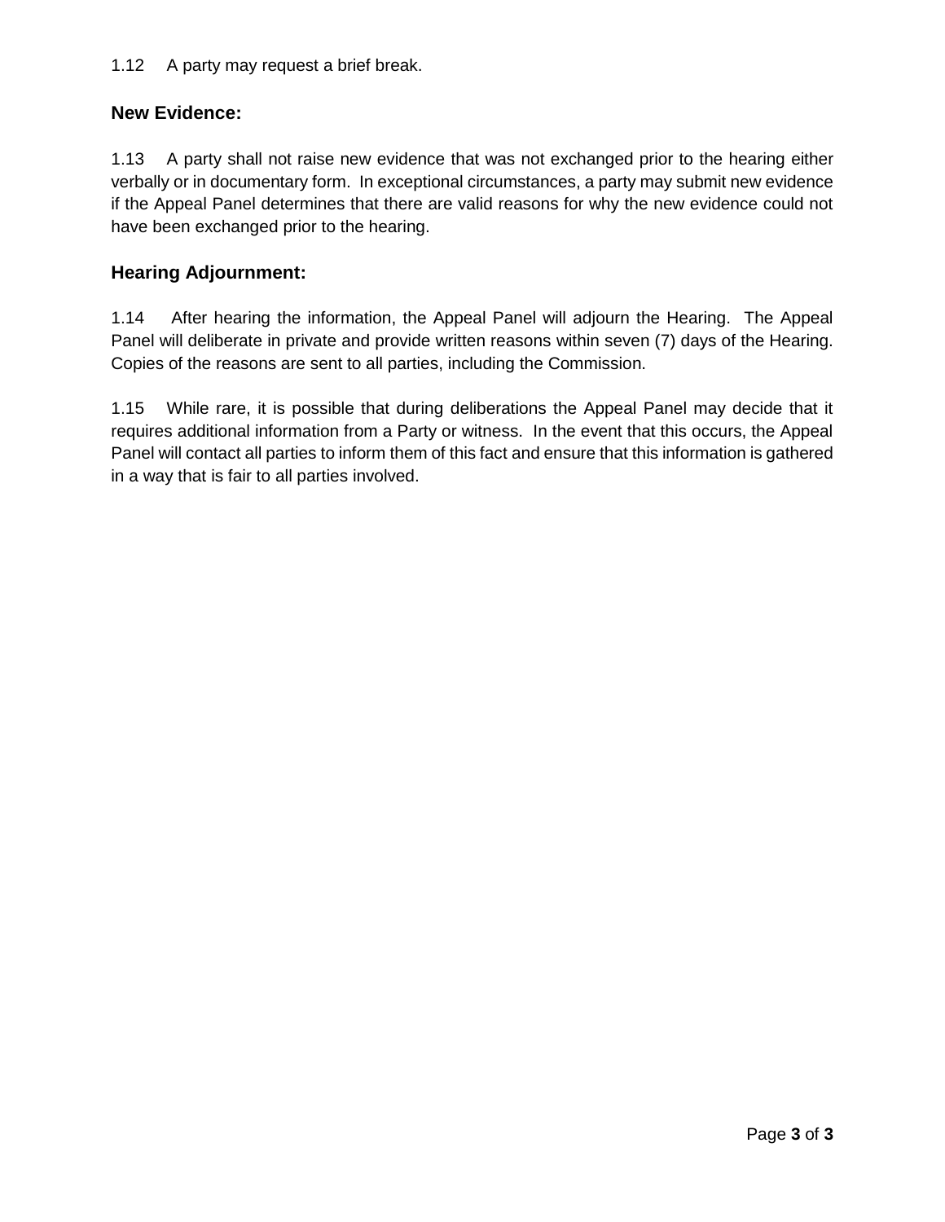1.12 A party may request a brief break.

### New Evidence:

1.13 A party shall not raise new evidence that was not exchanged prior to the hearing either verbally or in documentary form. In exceptional circumstances, a party may submit new evidence if the Appeal Panel determines that there are valid reasons for why the new evidence could not have been exchanged prior to the hearing.

### Hearing Adjournment:

1.14 After hearing the information, the Appeal Panel will adjourn the Hearing. The Appeal Panel will deliberate in private and provide written reasons within seven (7) days of the Hearing. Copies of the reasons are sent to all parties, including the Commission.

1.15 While rare, it is possible that during deliberations the Appeal Panel may decide that it requires additional information from a Party or witness. In the event that this occurs, the Appeal Panel will contact all parties to inform them of this fact and ensure that this information is gathered in a way that is fair to all parties involved.